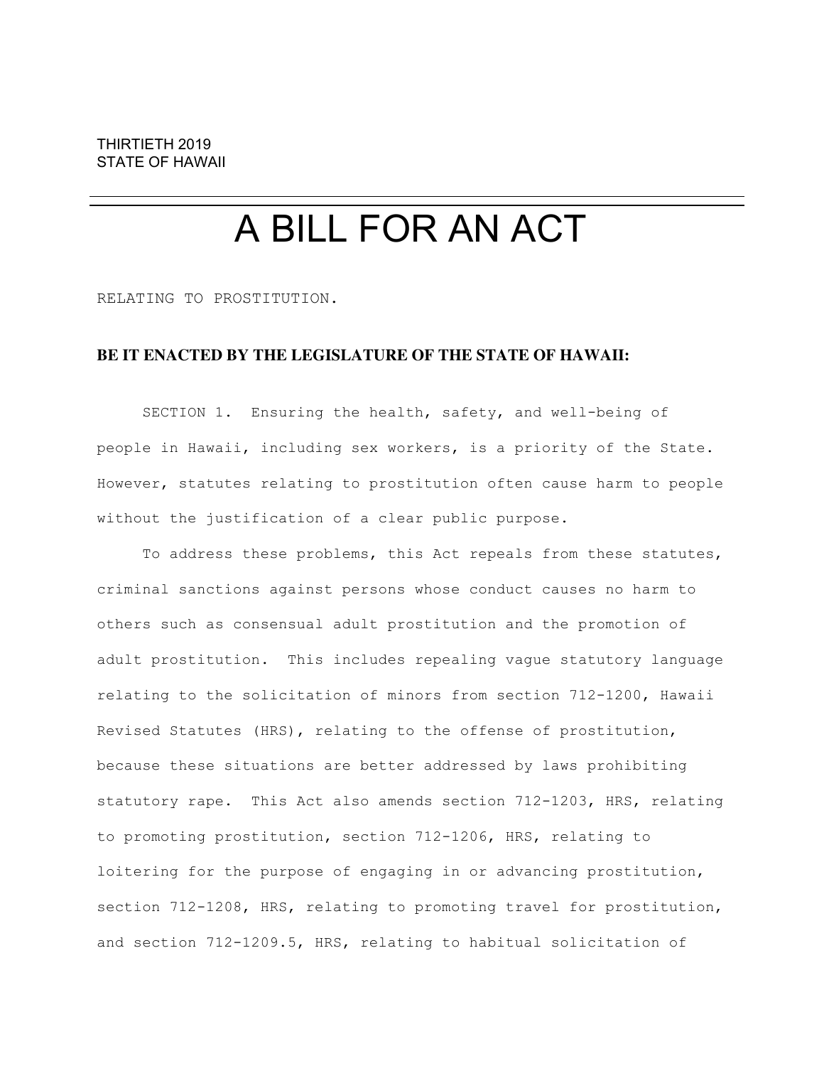THIRTIETH 2019
STATE OF HAWAII

# A BILL FOR AN ACT

RELATING TO PROSTITUTION.

**BE IT ENACTED BY THE LEGISLATURE OF THE STATE OF HAWAII:**

SECTION 1. Ensuring the health, safety, and well-being of people in Hawaii, including sex workers, is a priority of the State. However, statutes relating to prostitution often cause harm to people without the justification of a clear public purpose.

To address these problems, this Act repeals from these statutes, criminal sanctions against persons whose conduct causes no harm to others such as consensual adult prostitution and the promotion of adult prostitution. This includes repealing vague statutory language relating to the solicitation of minors from section 712-1200, Hawaii Revised Statutes (HRS), relating to the offense of prostitution, because these situations are better addressed by laws prohibiting statutory rape. This Act also amends section 712-1203, HRS, relating to promoting prostitution, section 712-1206, HRS, relating to loitering for the purpose of engaging in or advancing prostitution, section 712-1208, HRS, relating to promoting travel for prostitution, and section 712-1209.5, HRS, relating to habitual solicitation of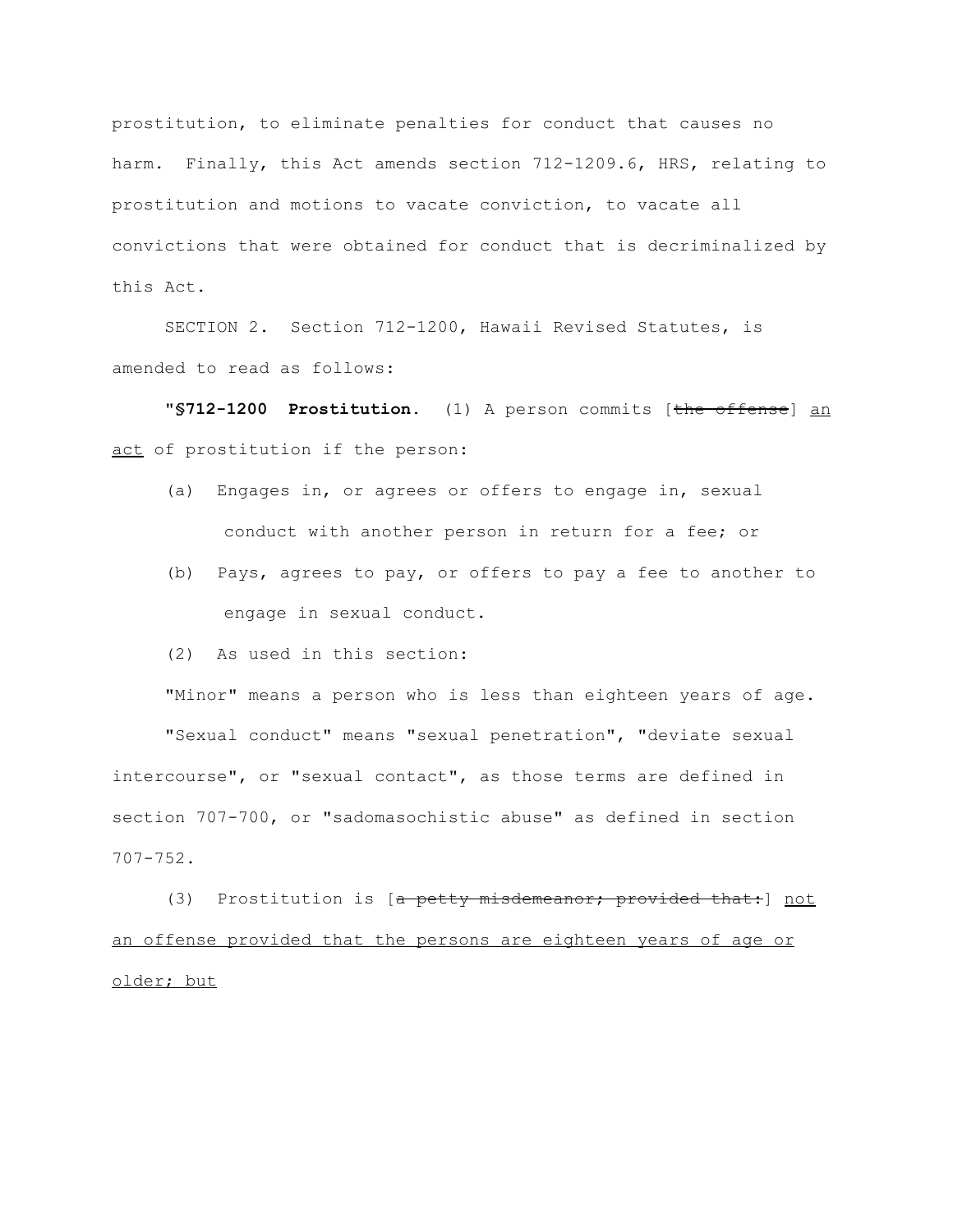prostitution, to eliminate penalties for conduct that causes no harm. Finally, this Act amends section 712-1209.6, HRS, relating to prostitution and motions to vacate conviction, to vacate all convictions that were obtained for conduct that is decriminalized by this Act.

SECTION 2. Section 712-1200, Hawaii Revised Statutes, is amended to read as follows:

"**§712-1200 Prostitution.** (1) A person commits [~~the offense~~] <u>an act</u> of prostitution if the person:

(a) Engages in, or agrees or offers to engage in, sexual conduct with another person in return for a fee; or

(b) Pays, agrees to pay, or offers to pay a fee to another to engage in sexual conduct.

(2) As used in this section:

"Minor" means a person who is less than eighteen years of age.

"Sexual conduct" means "sexual penetration", "deviate sexual intercourse", or "sexual contact", as those terms are defined in section 707-700, or "sadomasochistic abuse" as defined in section 707-752.

(3) Prostitution is [~~a petty misdemeanor; provided that:~~] <u>not an offense provided that the persons are eighteen years of age or older; but</u>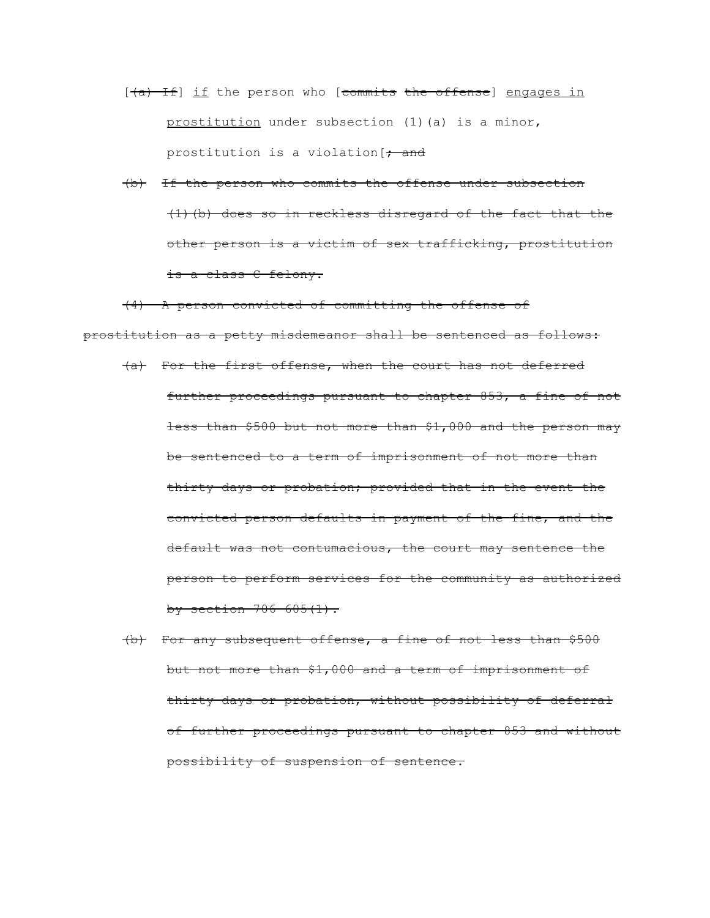[~~(a) If~~] <u>if</u> the person who [~~commits the offense~~] <u>engages in prostitution</u> under subsection (1)(a) is a minor, prostitution is a violation[~~; and~~

~~(b) If the person who commits the offense under subsection (1)(b) does so in reckless disregard of the fact that the other person is a victim of sex trafficking, prostitution is a class C felony.~~

~~(4) A person convicted of committing the offense of prostitution as a petty misdemeanor shall be sentenced as follows:~~

~~(a) For the first offense, when the court has not deferred further proceedings pursuant to chapter 853, a fine of not less than $500 but not more than $1,000 and the person may be sentenced to a term of imprisonment of not more than thirty days or probation; provided that in the event the convicted person defaults in payment of the fine, and the default was not contumacious, the court may sentence the person to perform services for the community as authorized by section 706-605(1).~~

~~(b) For any subsequent offense, a fine of not less than $500 but not more than $1,000 and a term of imprisonment of thirty days or probation, without possibility of deferral of further proceedings pursuant to chapter 853 and without possibility of suspension of sentence.~~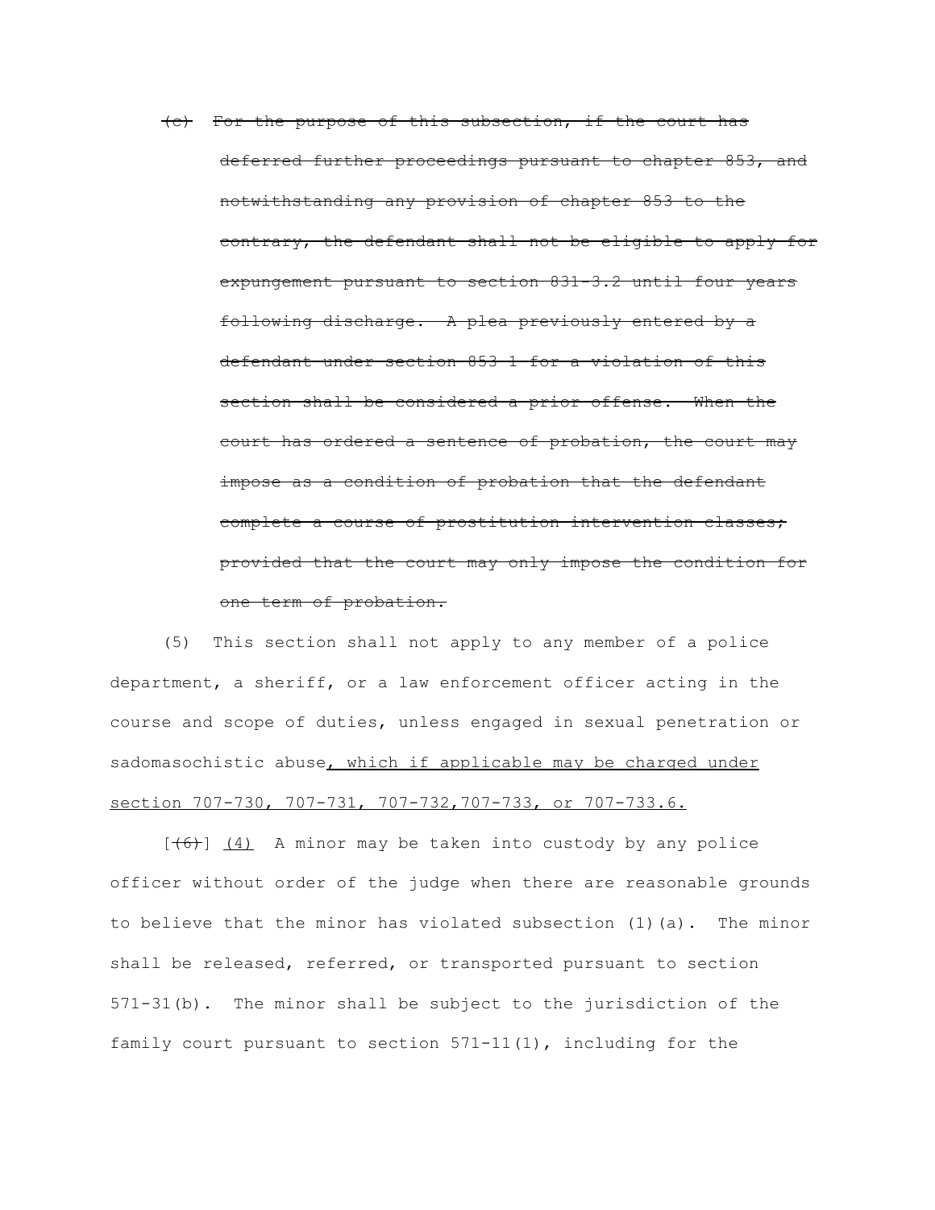~~(c) For the purpose of this subsection, if the court has deferred further proceedings pursuant to chapter 853, and notwithstanding any provision of chapter 853 to the contrary, the defendant shall not be eligible to apply for expungement pursuant to section 831-3.2 until four years following discharge. A plea previously entered by a defendant under section 853-1 for a violation of this section shall be considered a prior offense. When the court has ordered a sentence of probation, the court may impose as a condition of probation that the defendant complete a course of prostitution intervention classes; provided that the court may only impose the condition for one term of probation.~~

(5) This section shall not apply to any member of a police department, a sheriff, or a law enforcement officer acting in the course and scope of duties, unless engaged in sexual penetration or sadomasochistic abuse<u>, which if applicable may be charged under section 707-730, 707-731, 707-732,707-733, or 707-733.6.</u>

[~~(6)~~] <u>(4)</u> A minor may be taken into custody by any police officer without order of the judge when there are reasonable grounds to believe that the minor has violated subsection (1)(a). The minor shall be released, referred, or transported pursuant to section 571-31(b). The minor shall be subject to the jurisdiction of the family court pursuant to section 571-11(1), including for the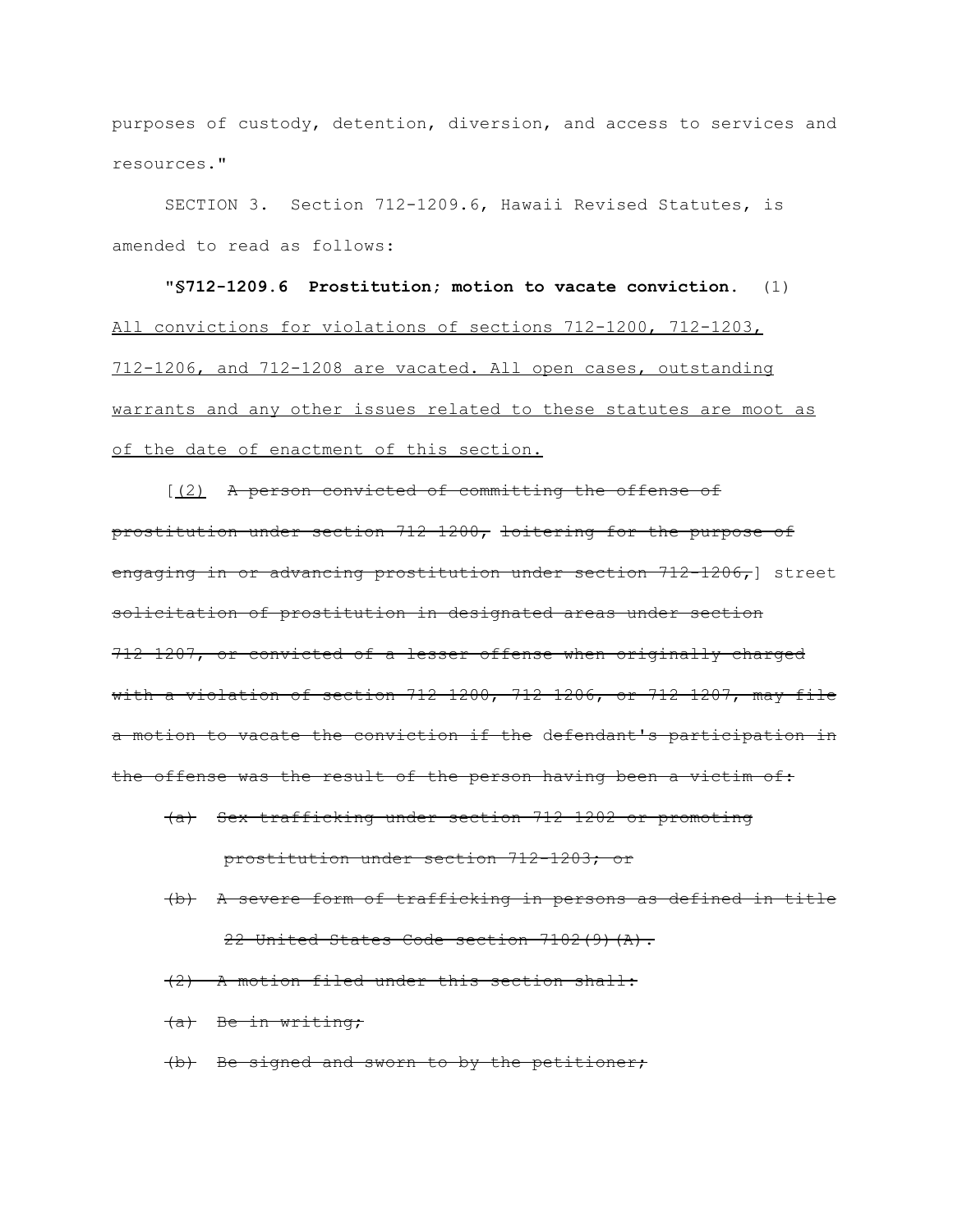purposes of custody, detention, diversion, and access to services and resources."

SECTION 3. Section 712-1209.6, Hawaii Revised Statutes, is amended to read as follows:

**"§712-1209.6 Prostitution; motion to vacate conviction.** (1) <u>All convictions for violations of sections 712-1200, 712-1203, 712-1206, and 712-1208 are vacated. All open cases, outstanding warrants and any other issues related to these statutes are moot as of the date of enactment of this section.</u>

[<u>(2)</u> ~~A person convicted of committing the offense of prostitution under section 712-1200,~~ ~~loitering for the purpose of engaging in or advancing prostitution under section 712-1206,~~] street ~~solicitation of prostitution in designated areas under section 712-1207, or convicted of a lesser offense when originally charged with a violation of section 712-1200, 712-1206, or 712-1207, may file a motion to vacate the conviction if the~~ defendant's ~~participation in the offense was the result of the person having been a victim of:~~

~~(a) Sex trafficking under section 712-1202 or promoting prostitution under section 712-1203; or~~

~~(b) A severe form of trafficking in persons as defined in title 22 United States Code section 7102(9)(A).~~

~~(2) A motion filed under this section shall:~~

~~(a) Be in writing;~~

~~(b) Be signed and sworn to by the petitioner;~~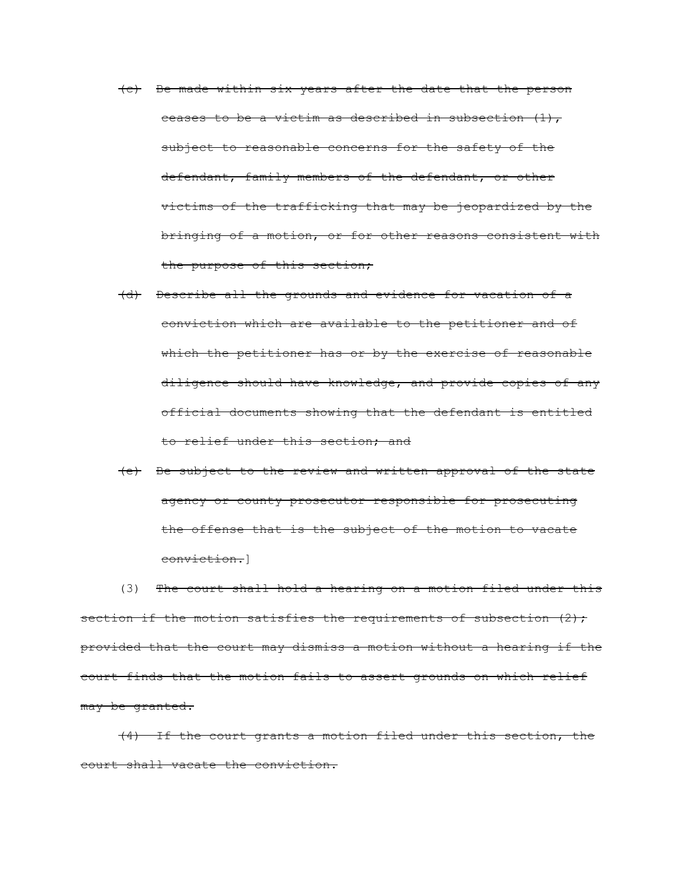~~(c) Be made within six years after the date that the person ceases to be a victim as described in subsection (1), subject to reasonable concerns for the safety of the defendant, family members of the defendant, or other victims of the trafficking that may be jeopardized by the bringing of a motion, or for other reasons consistent with the purpose of this section;~~

~~(d) Describe all the grounds and evidence for vacation of a conviction which are available to the petitioner and of which the petitioner has or by the exercise of reasonable diligence should have knowledge, and provide copies of any official documents showing that the defendant is entitled to relief under this section; and~~

~~(e) Be subject to the review and written approval of the state agency or county prosecutor responsible for prosecuting the offense that is the subject of the motion to vacate conviction.~~]

(3) ~~The court shall hold a hearing on a motion filed under this section if the motion satisfies the requirements of subsection (2); provided that the court may dismiss a motion without a hearing if the court finds that the motion fails to assert grounds on which relief may be granted.~~

~~(4) If the court grants a motion filed under this section, the court shall vacate the conviction.~~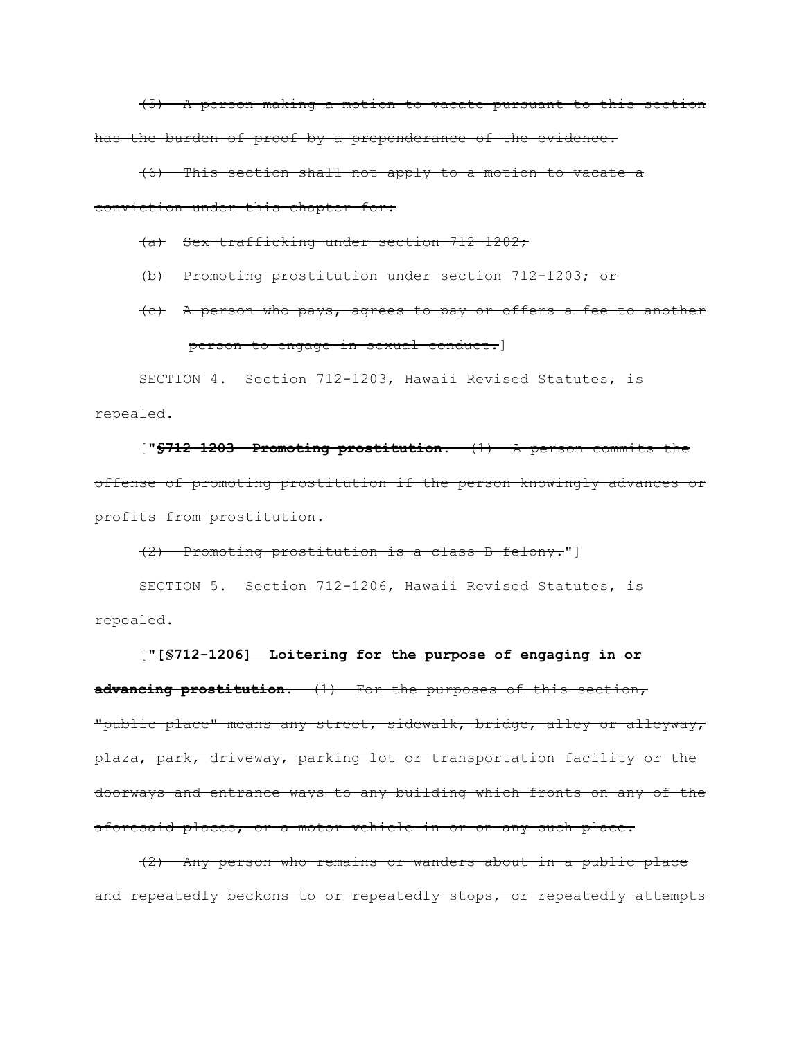~~(5) A person making a motion to vacate pursuant to this section has the burden of proof by a preponderance of the evidence.~~

~~(6) This section shall not apply to a motion to vacate a conviction under this chapter for:~~

~~(a) Sex trafficking under section 712-1202;~~

~~(b) Promoting prostitution under section 712-1203; or~~

~~(c) A person who pays, agrees to pay or offers a fee to another person to engage in sexual conduct.~~]

SECTION 4. Section 712-1203, Hawaii Revised Statutes, is repealed.

["~~**§712-1203 Promoting prostitution.** (1) A person commits the offense of promoting prostitution if the person knowingly advances or profits from prostitution.~~

~~(2) Promoting prostitution is a class B felony.~~"]

SECTION 5. Section 712-1206, Hawaii Revised Statutes, is repealed.

["~~**[§712-1206] Loitering for the purpose of engaging in or advancing prostitution.** (1) For the purposes of this section, "public place" means any street, sidewalk, bridge, alley or alleyway, plaza, park, driveway, parking lot or transportation facility or the doorways and entrance ways to any building which fronts on any of the aforesaid places, or a motor vehicle in or on any such place.~~

~~(2) Any person who remains or wanders about in a public place and repeatedly beckons to or repeatedly stops, or repeatedly attempts~~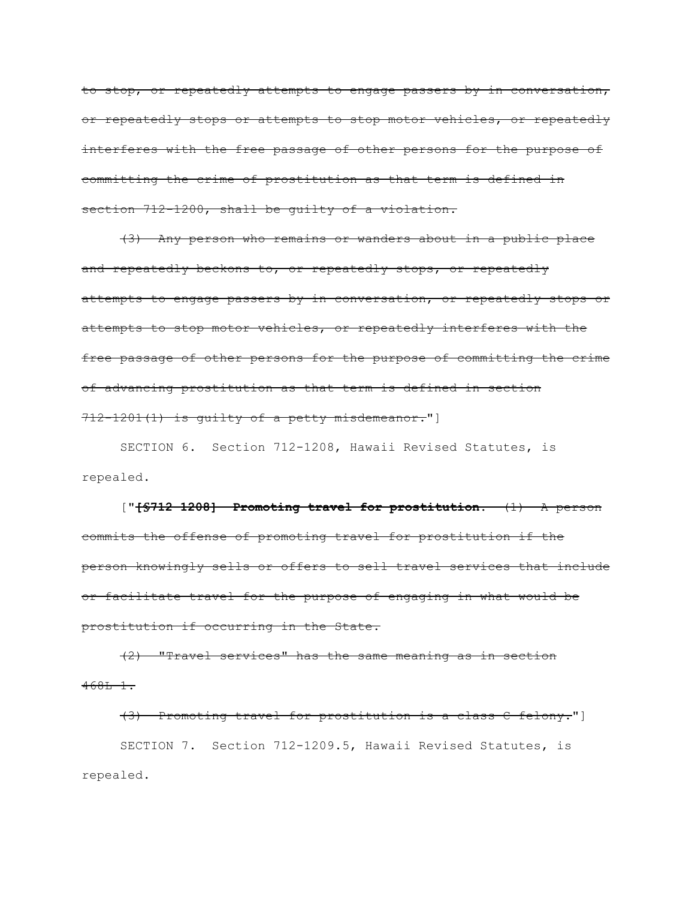~~to stop, or repeatedly attempts to engage passers by in conversation, or repeatedly stops or attempts to stop motor vehicles, or repeatedly interferes with the free passage of other persons for the purpose of committing the crime of prostitution as that term is defined in section 712-1200, shall be guilty of a violation.~~

~~(3) Any person who remains or wanders about in a public place and repeatedly beckons to, or repeatedly stops, or repeatedly attempts to engage passers by in conversation, or repeatedly stops or attempts to stop motor vehicles, or repeatedly interferes with the free passage of other persons for the purpose of committing the crime of advancing prostitution as that term is defined in section 712-1201(1) is guilty of a petty misdemeanor.~~"]

SECTION 6. Section 712-1208, Hawaii Revised Statutes, is repealed.

["~~**[§712-1208] Promoting travel for prostitution.**~~ ~~(1) A person commits the offense of promoting travel for prostitution if the person knowingly sells or offers to sell travel services that include or facilitate travel for the purpose of engaging in what would be prostitution if occurring in the State.~~

~~(2) "Travel services" has the same meaning as in section 468L-1.~~

~~(3) Promoting travel for prostitution is a class C felony.~~"]

SECTION 7. Section 712-1209.5, Hawaii Revised Statutes, is repealed.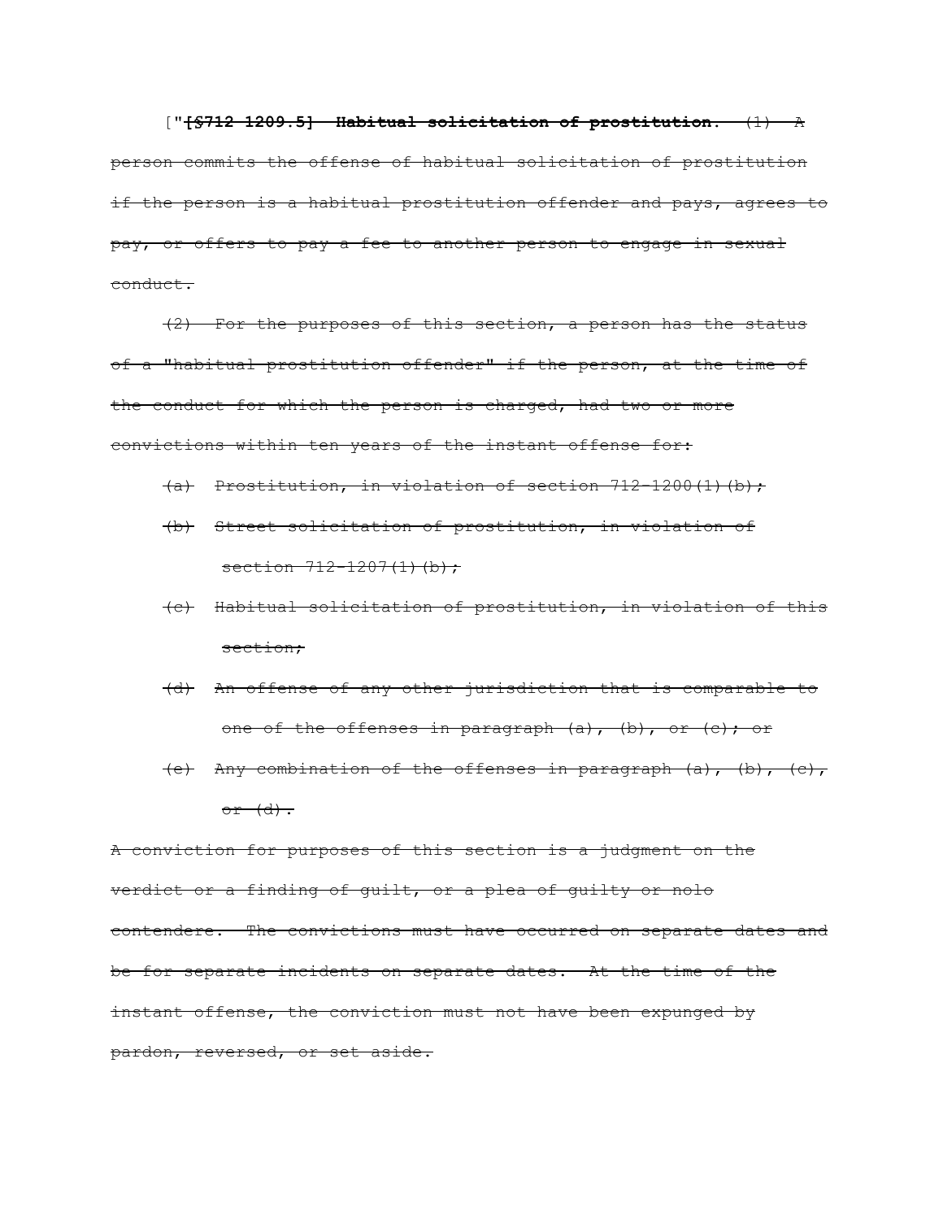["~~**[§712-1209.5] Habitual solicitation of prostitution.** (1) A person commits the offense of habitual solicitation of prostitution if the person is a habitual prostitution offender and pays, agrees to pay, or offers to pay a fee to another person to engage in sexual conduct.~~

~~(2) For the purposes of this section, a person has the status of a "habitual prostitution offender" if the person, at the time of the conduct for which the person is charged, had two or more convictions within ten years of the instant offense for:~~

~~(a) Prostitution, in violation of section 712-1200(1)(b);~~

~~(b) Street solicitation of prostitution, in violation of section 712-1207(1)(b);~~

~~(c) Habitual solicitation of prostitution, in violation of this section;~~

~~(d) An offense of any other jurisdiction that is comparable to one of the offenses in paragraph (a), (b), or (c); or~~

~~(e) Any combination of the offenses in paragraph (a), (b), (c), or (d).~~

~~A conviction for purposes of this section is a judgment on the verdict or a finding of guilt, or a plea of guilty or nolo contendere. The convictions must have occurred on separate dates and be for separate incidents on separate dates. At the time of the instant offense, the conviction must not have been expunged by pardon, reversed, or set aside.~~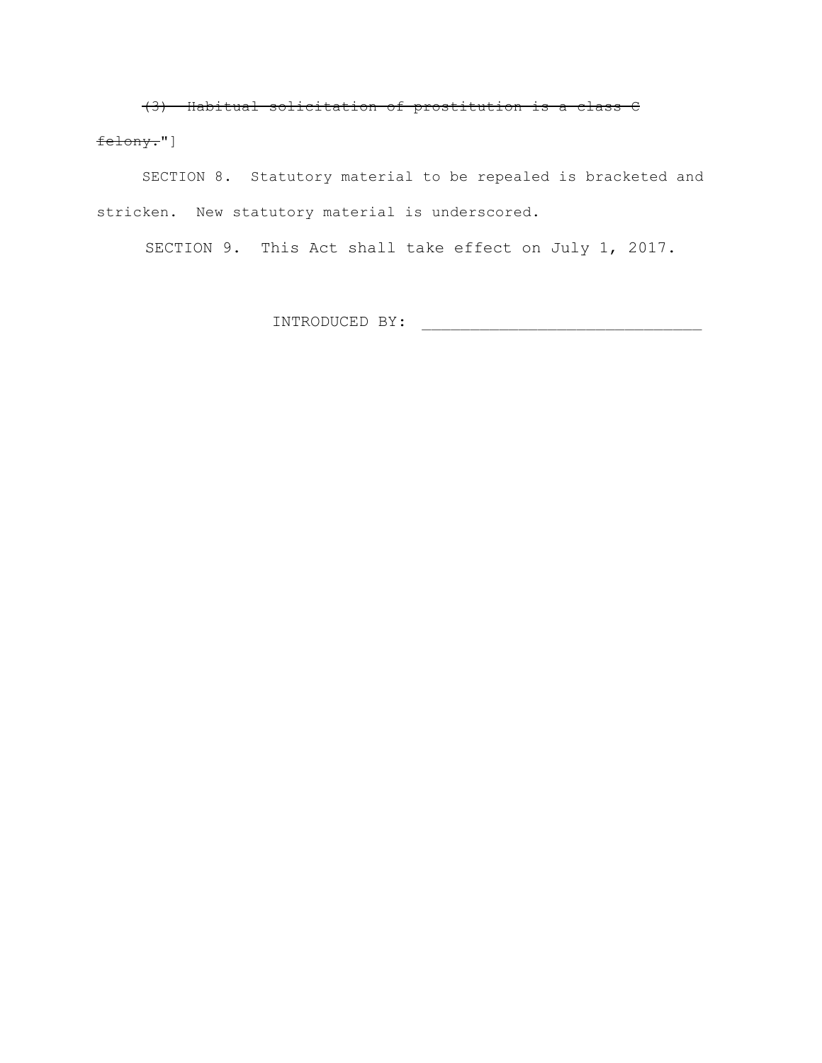~~(3) Habitual solicitation of prostitution is a class C felony.~~"]

SECTION 8. Statutory material to be repealed is bracketed and stricken. New statutory material is underscored.

SECTION 9. This Act shall take effect on July 1, 2017.

INTRODUCED BY: _____________________________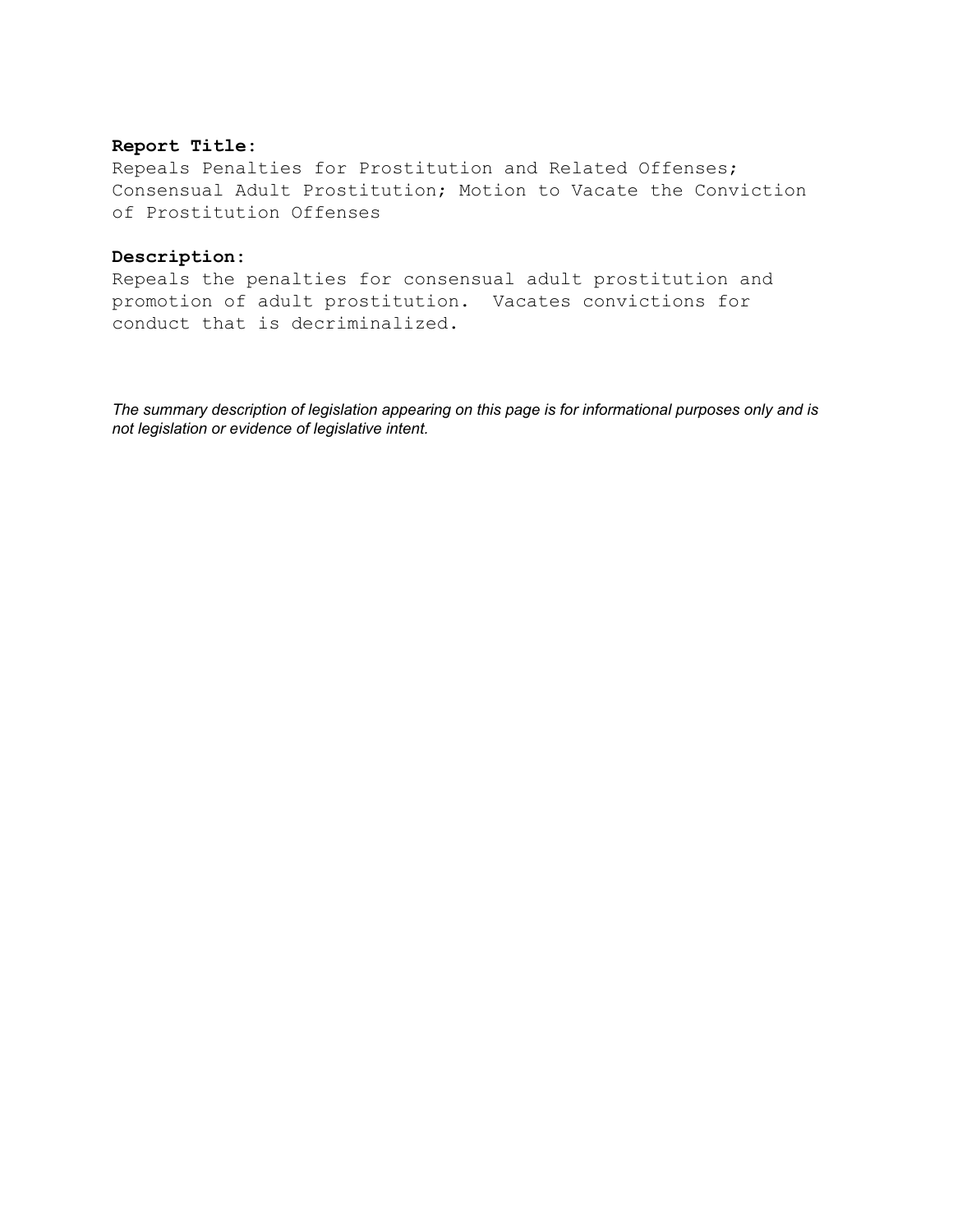**Report Title:**
Repeals Penalties for Prostitution and Related Offenses; Consensual Adult Prostitution; Motion to Vacate the Conviction of Prostitution Offenses

**Description:**
Repeals the penalties for consensual adult prostitution and promotion of adult prostitution. Vacates convictions for conduct that is decriminalized.

*The summary description of legislation appearing on this page is for informational purposes only and is not legislation or evidence of legislative intent.*